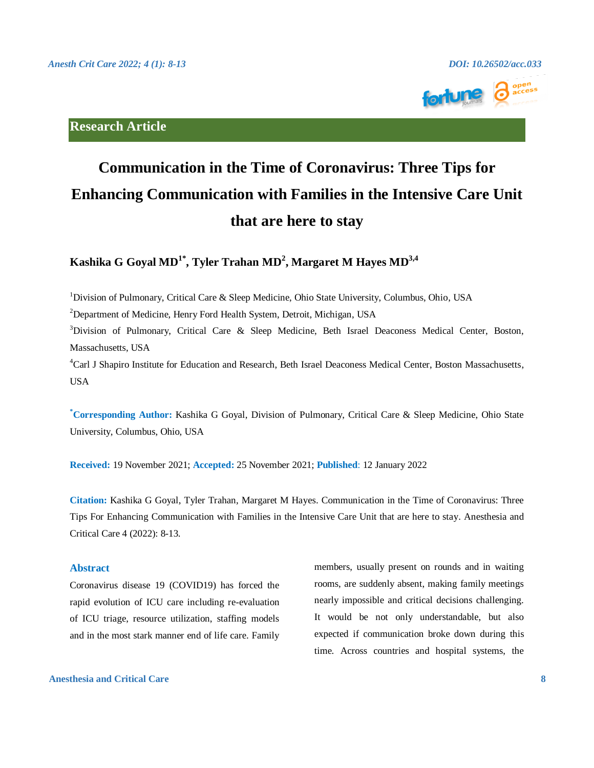Research Article

# Communication in the Time of Coronavirus: Three Tips for Enhancing Communication with Families in the Intensive Care Unit that are here to stay

**Kashika G Goyal MD[1*], Tyler Trahan MD[2], Margaret M Hayes MD[3,4]**

[1]Division of Pulmonary, Critical Care & Sleep Medicine, Ohio State University, Columbus, Ohio, USA

[2]Department of Medicine, Henry Ford Health System, Detroit, Michigan, USA

[3]Division of Pulmonary, Critical Care & Sleep Medicine, Beth Israel Deaconess Medical Center, Boston, Massachusetts, USA

[4]Carl J Shapiro Institute for Education and Research, Beth Israel Deaconess Medical Center, Boston Massachusetts, USA

**[*]Corresponding Author:** Kashika G Goyal, Division of Pulmonary, Critical Care & Sleep Medicine, Ohio State University, Columbus, Ohio, USA

**Received:** 19 November 2021; **Accepted:** 25 November 2021; **Published**: 12 January 2022

**Citation:** Kashika G Goyal, Tyler Trahan, Margaret M Hayes. Communication in the Time of Coronavirus: Three Tips For Enhancing Communication with Families in the Intensive Care Unit that are here to stay. Anesthesia and Critical Care 4 (2022): 8-13.

## Abstract

Coronavirus disease 19 (COVID19) has forced the rapid evolution of ICU care including re-evaluation of ICU triage, resource utilization, staffing models and in the most stark manner end of life care. Family members, usually present on rounds and in waiting rooms, are suddenly absent, making family meetings nearly impossible and critical decisions challenging. It would be not only understandable, but also expected if communication broke down during this time. Across countries and hospital systems, the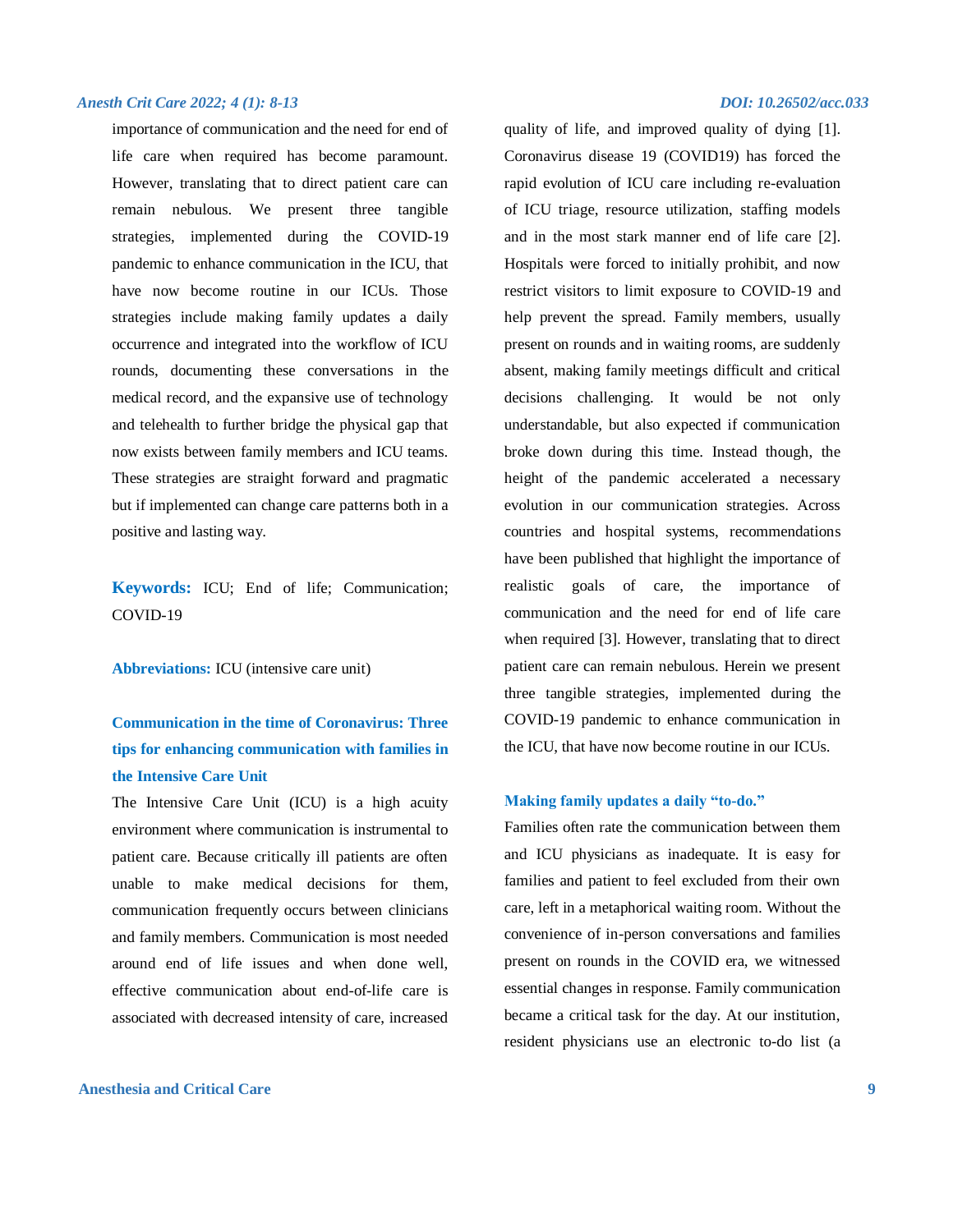importance of communication and the need for end of life care when required has become paramount. However, translating that to direct patient care can remain nebulous. We present three tangible strategies, implemented during the COVID-19 pandemic to enhance communication in the ICU, that have now become routine in our ICUs. Those strategies include making family updates a daily occurrence and integrated into the workflow of ICU rounds, documenting these conversations in the medical record, and the expansive use of technology and telehealth to further bridge the physical gap that now exists between family members and ICU teams. These strategies are straight forward and pragmatic but if implemented can change care patterns both in a positive and lasting way.

**Keywords:** ICU; End of life; Communication; COVID-19

**Abbreviations:** ICU (intensive care unit)

## Communication in the time of Coronavirus: Three tips for enhancing communication with families in the Intensive Care Unit

The Intensive Care Unit (ICU) is a high acuity environment where communication is instrumental to patient care. Because critically ill patients are often unable to make medical decisions for them, communication frequently occurs between clinicians and family members. Communication is most needed around end of life issues and when done well, effective communication about end-of-life care is associated with decreased intensity of care, increased quality of life, and improved quality of dying [1]. Coronavirus disease 19 (COVID19) has forced the rapid evolution of ICU care including re-evaluation of ICU triage, resource utilization, staffing models and in the most stark manner end of life care [2]. Hospitals were forced to initially prohibit, and now restrict visitors to limit exposure to COVID-19 and help prevent the spread. Family members, usually present on rounds and in waiting rooms, are suddenly absent, making family meetings difficult and critical decisions challenging. It would be not only understandable, but also expected if communication broke down during this time. Instead though, the height of the pandemic accelerated a necessary evolution in our communication strategies. Across countries and hospital systems, recommendations have been published that highlight the importance of realistic goals of care, the importance of communication and the need for end of life care when required [3]. However, translating that to direct patient care can remain nebulous. Herein we present three tangible strategies, implemented during the COVID-19 pandemic to enhance communication in the ICU, that have now become routine in our ICUs.

### Making family updates a daily "to-do."

Families often rate the communication between them and ICU physicians as inadequate. It is easy for families and patient to feel excluded from their own care, left in a metaphorical waiting room. Without the convenience of in-person conversations and families present on rounds in the COVID era, we witnessed essential changes in response. Family communication became a critical task for the day. At our institution, resident physicians use an electronic to-do list (a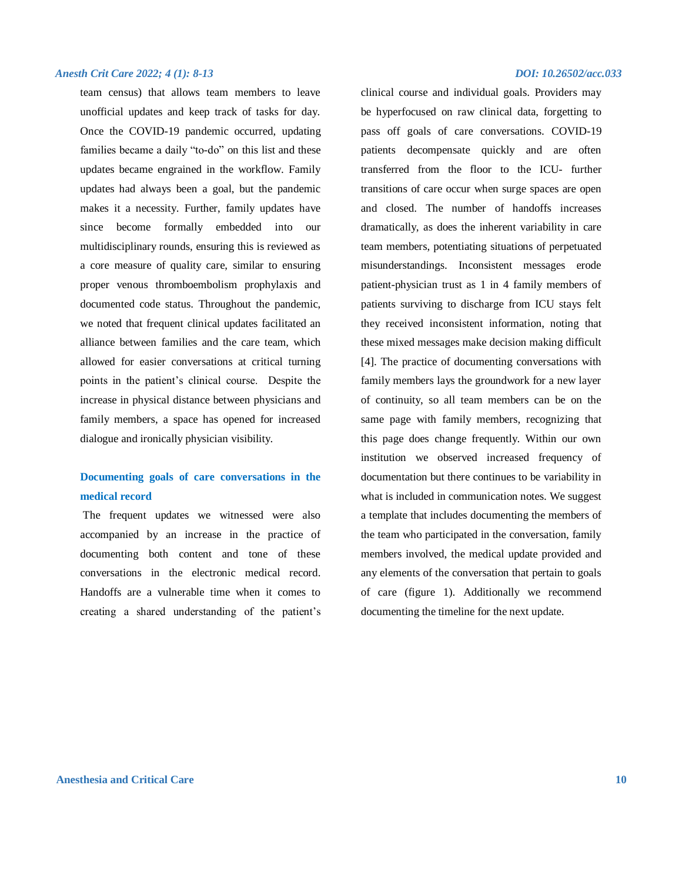team census) that allows team members to leave unofficial updates and keep track of tasks for day. Once the COVID-19 pandemic occurred, updating families became a daily "to-do" on this list and these updates became engrained in the workflow. Family updates had always been a goal, but the pandemic makes it a necessity. Further, family updates have since become formally embedded into our multidisciplinary rounds, ensuring this is reviewed as a core measure of quality care, similar to ensuring proper venous thromboembolism prophylaxis and documented code status. Throughout the pandemic, we noted that frequent clinical updates facilitated an alliance between families and the care team, which allowed for easier conversations at critical turning points in the patient's clinical course. Despite the increase in physical distance between physicians and family members, a space has opened for increased dialogue and ironically physician visibility.

### Documenting goals of care conversations in the medical record

The frequent updates we witnessed were also accompanied by an increase in the practice of documenting both content and tone of these conversations in the electronic medical record. Handoffs are a vulnerable time when it comes to creating a shared understanding of the patient's clinical course and individual goals. Providers may be hyperfocused on raw clinical data, forgetting to pass off goals of care conversations. COVID-19 patients decompensate quickly and are often transferred from the floor to the ICU- further transitions of care occur when surge spaces are open and closed. The number of handoffs increases dramatically, as does the inherent variability in care team members, potentiating situations of perpetuated misunderstandings. Inconsistent messages erode patient-physician trust as 1 in 4 family members of patients surviving to discharge from ICU stays felt they received inconsistent information, noting that these mixed messages make decision making difficult [4]. The practice of documenting conversations with family members lays the groundwork for a new layer of continuity, so all team members can be on the same page with family members, recognizing that this page does change frequently. Within our own institution we observed increased frequency of documentation but there continues to be variability in what is included in communication notes. We suggest a template that includes documenting the members of the team who participated in the conversation, family members involved, the medical update provided and any elements of the conversation that pertain to goals of care (figure 1). Additionally we recommend documenting the timeline for the next update.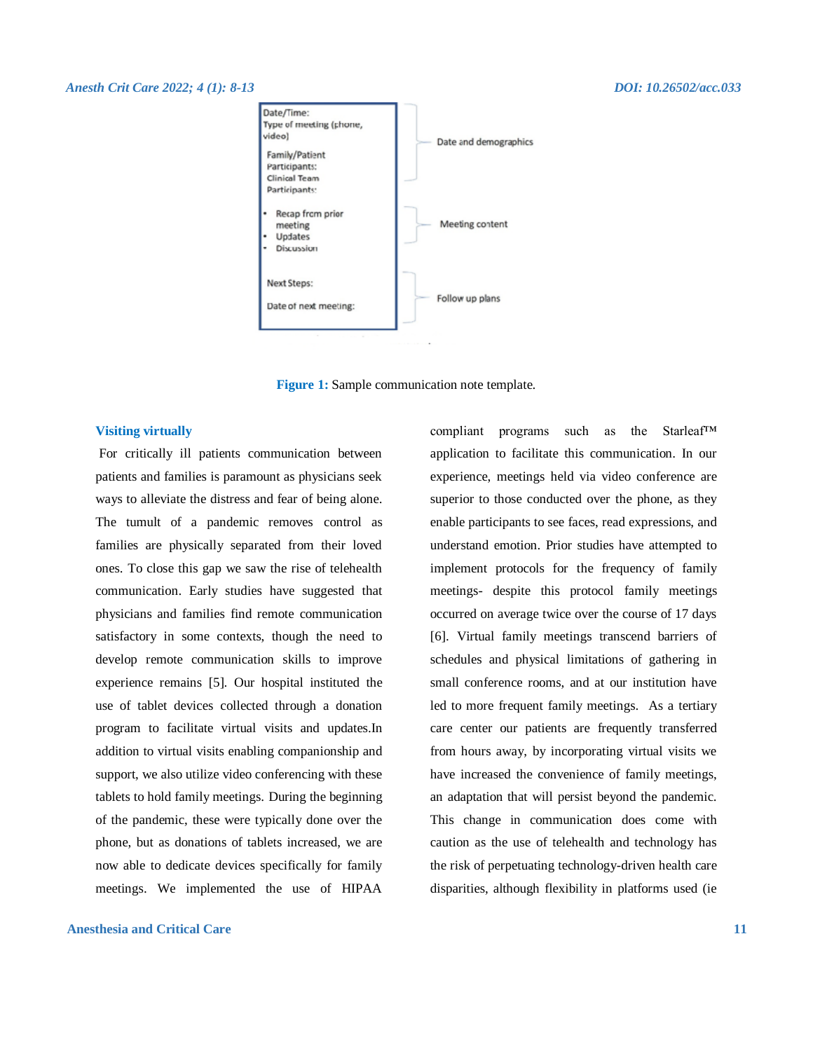Date/Time:
Type of meeting (phone, video)

Family/Patient Participants:
Clinical Team Participants:

- Recap from prior meeting
- Updates
- Discussion

Next Steps:

Date of next meeting:

Date and demographics

Meeting content

Follow up plans

**Figure 1:** Sample communication note template.

## Visiting virtually

For critically ill patients communication between patients and families is paramount as physicians seek ways to alleviate the distress and fear of being alone. The tumult of a pandemic removes control as families are physically separated from their loved ones. To close this gap we saw the rise of telehealth communication. Early studies have suggested that physicians and families find remote communication satisfactory in some contexts, though the need to develop remote communication skills to improve experience remains [5]. Our hospital instituted the use of tablet devices collected through a donation program to facilitate virtual visits and updates.In addition to virtual visits enabling companionship and support, we also utilize video conferencing with these tablets to hold family meetings. During the beginning of the pandemic, these were typically done over the phone, but as donations of tablets increased, we are now able to dedicate devices specifically for family meetings. We implemented the use of HIPAA compliant programs such as the Starleaf™ application to facilitate this communication. In our experience, meetings held via video conference are superior to those conducted over the phone, as they enable participants to see faces, read expressions, and understand emotion. Prior studies have attempted to implement protocols for the frequency of family meetings- despite this protocol family meetings occurred on average twice over the course of 17 days [6]. Virtual family meetings transcend barriers of schedules and physical limitations of gathering in small conference rooms, and at our institution have led to more frequent family meetings. As a tertiary care center our patients are frequently transferred from hours away, by incorporating virtual visits we have increased the convenience of family meetings, an adaptation that will persist beyond the pandemic. This change in communication does come with caution as the use of telehealth and technology has the risk of perpetuating technology-driven health care disparities, although flexibility in platforms used (ie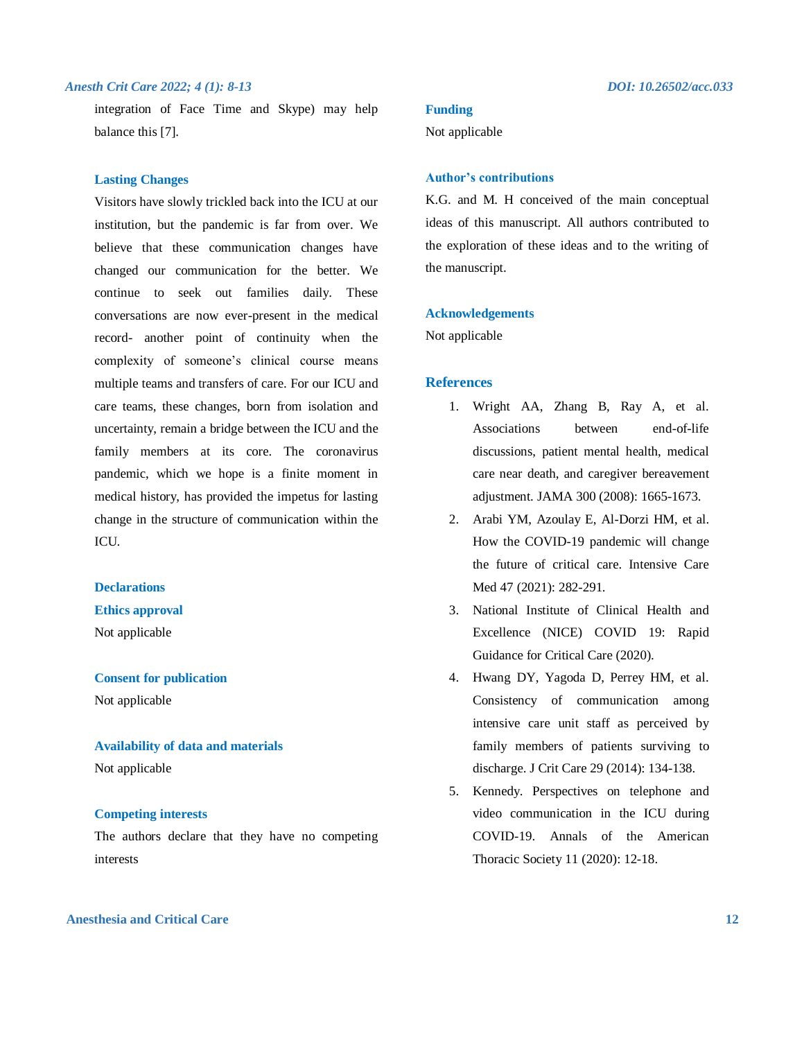integration of Face Time and Skype) may help balance this [7].

### Lasting Changes

Visitors have slowly trickled back into the ICU at our institution, but the pandemic is far from over. We believe that these communication changes have changed our communication for the better. We continue to seek out families daily. These conversations are now ever-present in the medical record- another point of continuity when the complexity of someone's clinical course means multiple teams and transfers of care. For our ICU and care teams, these changes, born from isolation and uncertainty, remain a bridge between the ICU and the family members at its core. The coronavirus pandemic, which we hope is a finite moment in medical history, has provided the impetus for lasting change in the structure of communication within the ICU.

### Declarations

### Ethics approval

Not applicable

### Consent for publication

Not applicable

### Availability of data and materials

Not applicable

### Competing interests

The authors declare that they have no competing interests

### Funding

Not applicable

### Author's contributions

K.G. and M. H conceived of the main conceptual ideas of this manuscript. All authors contributed to the exploration of these ideas and to the writing of the manuscript.

### Acknowledgements

Not applicable

## References

1. Wright AA, Zhang B, Ray A, et al. Associations between end-of-life discussions, patient mental health, medical care near death, and caregiver bereavement adjustment. JAMA 300 (2008): 1665-1673.
2. Arabi YM, Azoulay E, Al-Dorzi HM, et al. How the COVID-19 pandemic will change the future of critical care. Intensive Care Med 47 (2021): 282-291.
3. National Institute of Clinical Health and Excellence (NICE) COVID 19: Rapid Guidance for Critical Care (2020).
4. Hwang DY, Yagoda D, Perrey HM, et al. Consistency of communication among intensive care unit staff as perceived by family members of patients surviving to discharge. J Crit Care 29 (2014): 134-138.
5. Kennedy. Perspectives on telephone and video communication in the ICU during COVID-19. Annals of the American Thoracic Society 11 (2020): 12-18.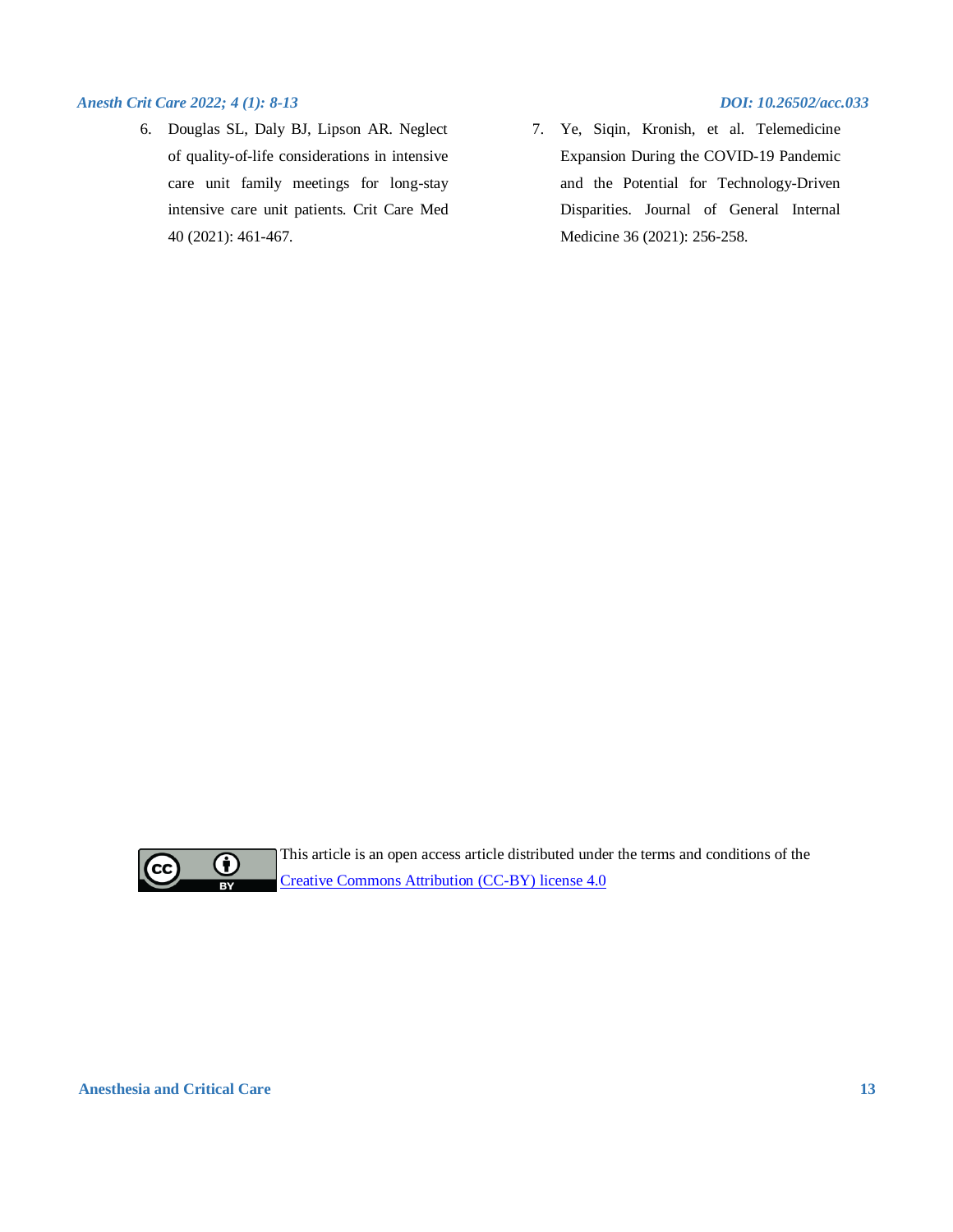6. Douglas SL, Daly BJ, Lipson AR. Neglect of quality-of-life considerations in intensive care unit family meetings for long-stay intensive care unit patients. Crit Care Med 40 (2021): 461-467.

7. Ye, Siqin, Kronish, et al. Telemedicine Expansion During the COVID-19 Pandemic and the Potential for Technology-Driven Disparities. Journal of General Internal Medicine 36 (2021): 256-258.

This article is an open access article distributed under the terms and conditions of the [Creative Commons Attribution (CC-BY) license 4.0](https://creativecommons.org/licenses/by/4.0/)